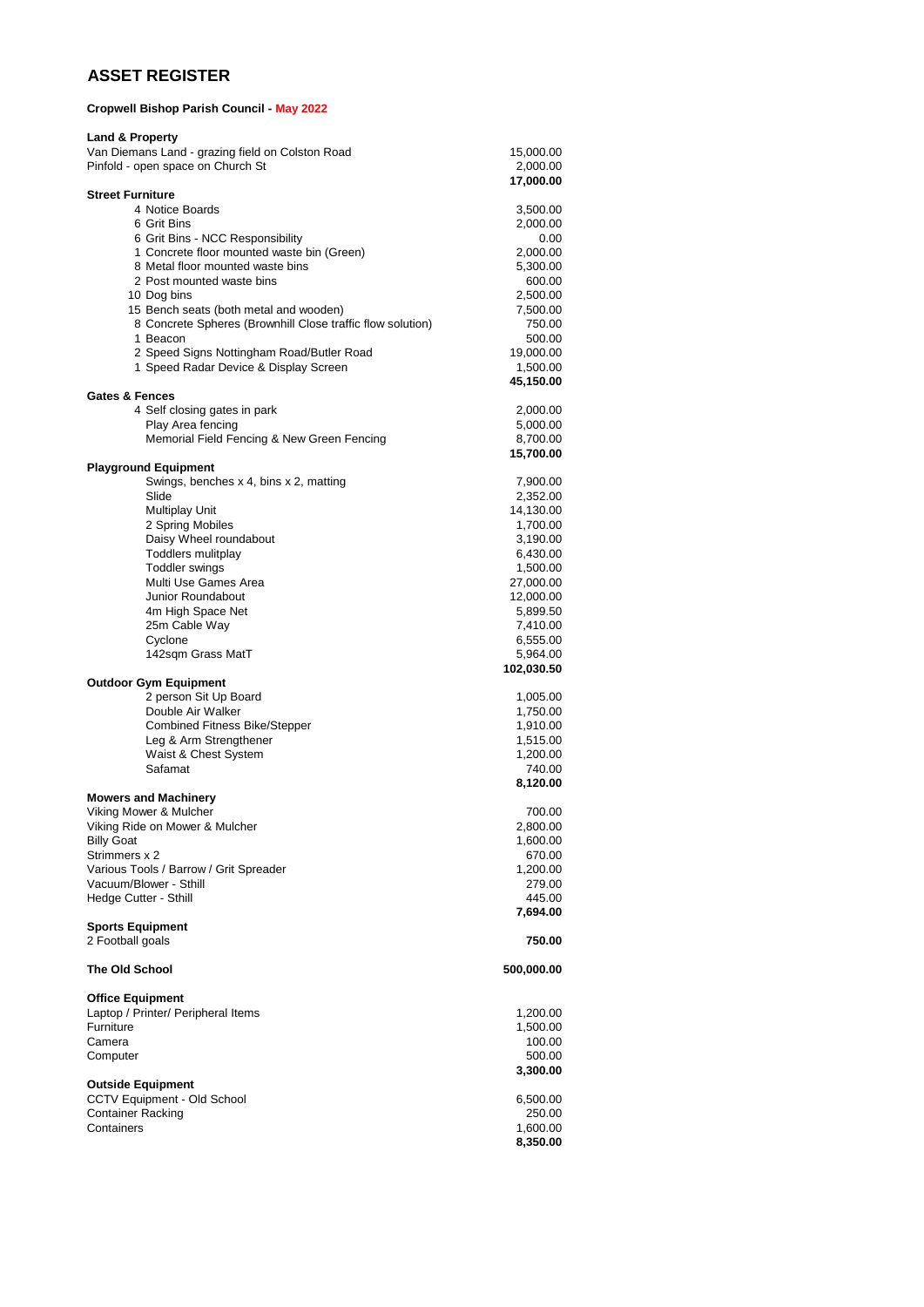# ASSET REGISTER

**Cropwell Bishop Parish Council - May 2022**

| Item | Value |
|---|---|
| **Land & Property** | |
| Van Diemans Land - grazing field on Colston Road | 15,000.00 |
| Pinfold - open space on Church St | 2,000.00 |
| | **17,000.00** |
| **Street Furniture** | |
| 4 Notice Boards | 3,500.00 |
| 6 Grit Bins | 2,000.00 |
| 6 Grit Bins - NCC Responsibility | 0.00 |
| 1 Concrete floor mounted waste bin (Green) | 2,000.00 |
| 8 Metal floor mounted waste bins | 5,300.00 |
| 2 Post mounted waste bins | 600.00 |
| 10 Dog bins | 2,500.00 |
| 15 Bench seats (both metal and wooden) | 7,500.00 |
| 8 Concrete Spheres (Brownhill Close traffic flow solution) | 750.00 |
| 1 Beacon | 500.00 |
| 2 Speed Signs Nottingham Road/Butler Road | 19,000.00 |
| 1 Speed Radar Device & Display Screen | 1,500.00 |
| | **45,150.00** |
| **Gates & Fences** | |
| 4 Self closing gates in park | 2,000.00 |
| Play Area fencing | 5,000.00 |
| Memorial Field Fencing & New Green Fencing | 8,700.00 |
| | **15,700.00** |
| **Playground Equipment** | |
| Swings, benches x 4, bins x 2, matting | 7,900.00 |
| Slide | 2,352.00 |
| Multiplay Unit | 14,130.00 |
| 2 Spring Mobiles | 1,700.00 |
| Daisy Wheel roundabout | 3,190.00 |
| Toddlers mulitplay | 6,430.00 |
| Toddler swings | 1,500.00 |
| Multi Use Games Area | 27,000.00 |
| Junior Roundabout | 12,000.00 |
| 4m High Space Net | 5,899.50 |
| 25m Cable Way | 7,410.00 |
| Cyclone | 6,555.00 |
| 142sqm Grass MatT | 5,964.00 |
| | **102,030.50** |
| **Outdoor Gym Equipment** | |
| 2 person Sit Up Board | 1,005.00 |
| Double Air Walker | 1,750.00 |
| Combined Fitness Bike/Stepper | 1,910.00 |
| Leg & Arm Strengthener | 1,515.00 |
| Waist & Chest System | 1,200.00 |
| Safamat | 740.00 |
| | **8,120.00** |
| **Mowers and Machinery** | |
| Viking Mower & Mulcher | 700.00 |
| Viking Ride on Mower & Mulcher | 2,800.00 |
| Billy Goat | 1,600.00 |
| Strimmers x 2 | 670.00 |
| Various Tools / Barrow / Grit Spreader | 1,200.00 |
| Vacuum/Blower - Sthill | 279.00 |
| Hedge Cutter - Sthill | 445.00 |
| | **7,694.00** |
| **Sports Equipment** | |
| 2 Football goals | **750.00** |
| **The Old School** | **500,000.00** |
| **Office Equipment** | |
| Laptop / Printer/ Peripheral Items | 1,200.00 |
| Furniture | 1,500.00 |
| Camera | 100.00 |
| Computer | 500.00 |
| | **3,300.00** |
| **Outside Equipment** | |
| CCTV Equipment - Old School | 6,500.00 |
| Container Racking | 250.00 |
| Containers | 1,600.00 |
| | **8,350.00** |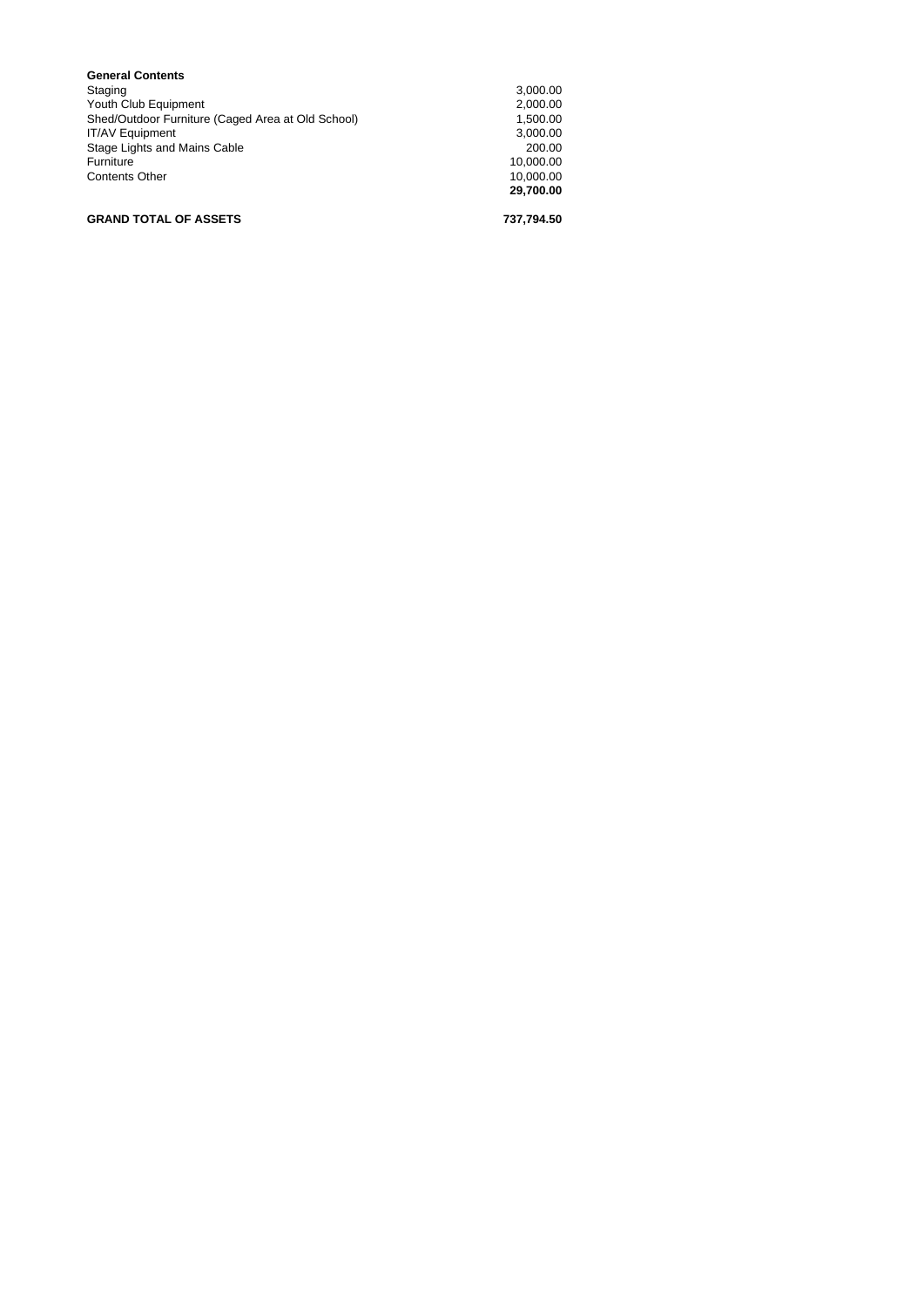| | |
|---|---|
| **General Contents** | |
| Staging | 3,000.00 |
| Youth Club Equipment | 2,000.00 |
| Shed/Outdoor Furniture (Caged Area at Old School) | 1,500.00 |
| IT/AV Equipment | 3,000.00 |
| Stage Lights and Mains Cable | 200.00 |
| Furniture | 10,000.00 |
| Contents Other | 10,000.00 |
| | **29,700.00** |
| | |
| **GRAND TOTAL OF ASSETS** | **737,794.50** |